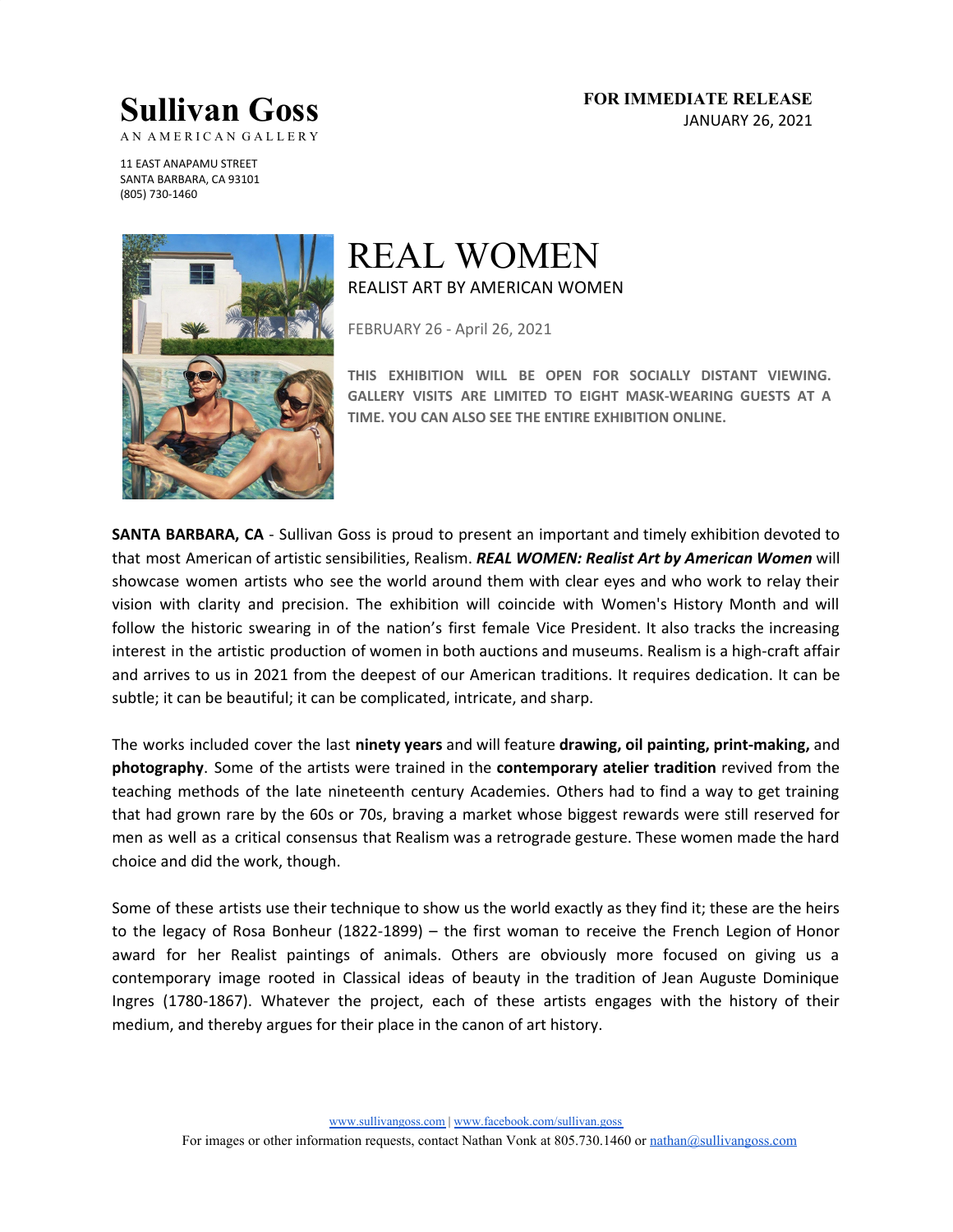**Sullivan Goss**

AN AMERICAN GALLERY

11 EAST ANAPAMU STREET
SANTA BARBARA, CA 93101
(805) 730-1460

**FOR IMMEDIATE RELEASE**
JANUARY 26, 2021

# REAL WOMEN

REALIST ART BY AMERICAN WOMEN

FEBRUARY 26 - April 26, 2021

**THIS EXHIBITION WILL BE OPEN FOR SOCIALLY DISTANT VIEWING. GALLERY VISITS ARE LIMITED TO EIGHT MASK-WEARING GUESTS AT A TIME. YOU CAN ALSO SEE THE ENTIRE EXHIBITION ONLINE.**

**SANTA BARBARA, CA** - Sullivan Goss is proud to present an important and timely exhibition devoted to that most American of artistic sensibilities, Realism. ***REAL WOMEN: Realist Art by American Women*** will showcase women artists who see the world around them with clear eyes and who work to relay their vision with clarity and precision. The exhibition will coincide with Women's History Month and will follow the historic swearing in of the nation's first female Vice President. It also tracks the increasing interest in the artistic production of women in both auctions and museums. Realism is a high-craft affair and arrives to us in 2021 from the deepest of our American traditions. It requires dedication. It can be subtle; it can be beautiful; it can be complicated, intricate, and sharp.

The works included cover the last **ninety years** and will feature **drawing, oil painting, print-making,** and **photography**. Some of the artists were trained in the **contemporary atelier tradition** revived from the teaching methods of the late nineteenth century Academies. Others had to find a way to get training that had grown rare by the 60s or 70s, braving a market whose biggest rewards were still reserved for men as well as a critical consensus that Realism was a retrograde gesture. These women made the hard choice and did the work, though.

Some of these artists use their technique to show us the world exactly as they find it; these are the heirs to the legacy of Rosa Bonheur (1822-1899) – the first woman to receive the French Legion of Honor award for her Realist paintings of animals. Others are obviously more focused on giving us a contemporary image rooted in Classical ideas of beauty in the tradition of Jean Auguste Dominique Ingres (1780-1867). Whatever the project, each of these artists engages with the history of their medium, and thereby argues for their place in the canon of art history.

www.sullivangoss.com | www.facebook.com/sullivan.goss
For images or other information requests, contact Nathan Vonk at 805.730.1460 or nathan@sullivangoss.com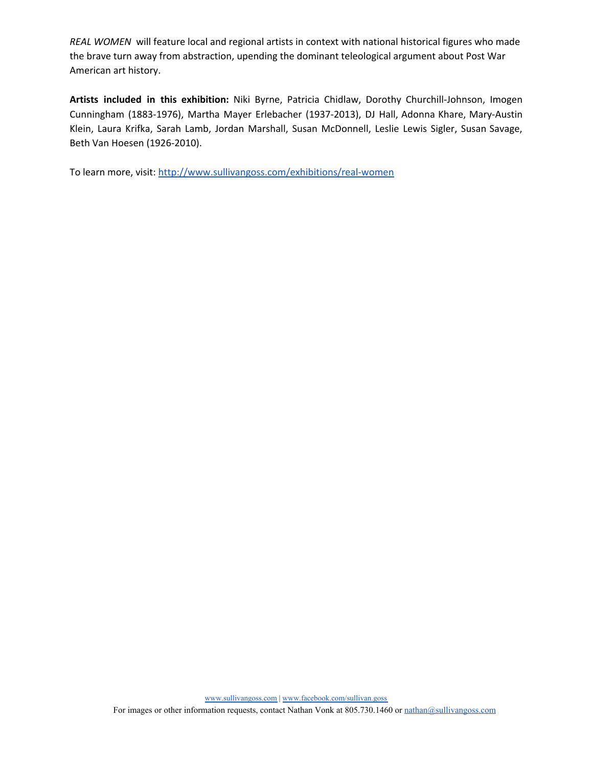*REAL WOMEN* will feature local and regional artists in context with national historical figures who made the brave turn away from abstraction, upending the dominant teleological argument about Post War American art history.

**Artists included in this exhibition:** Niki Byrne, Patricia Chidlaw, Dorothy Churchill-Johnson, Imogen Cunningham (1883-1976), Martha Mayer Erlebacher (1937-2013), DJ Hall, Adonna Khare, Mary-Austin Klein, Laura Krifka, Sarah Lamb, Jordan Marshall, Susan McDonnell, Leslie Lewis Sigler, Susan Savage, Beth Van Hoesen (1926-2010).

To learn more, visit: [http://www.sullivangoss.com/exhibitions/real-women](http://www.sullivangoss.com/exhibitions/real-women)

www.sullivangoss.com | www.facebook.com/sullivan.goss

For images or other information requests, contact Nathan Vonk at 805.730.1460 or nathan@sullivangoss.com